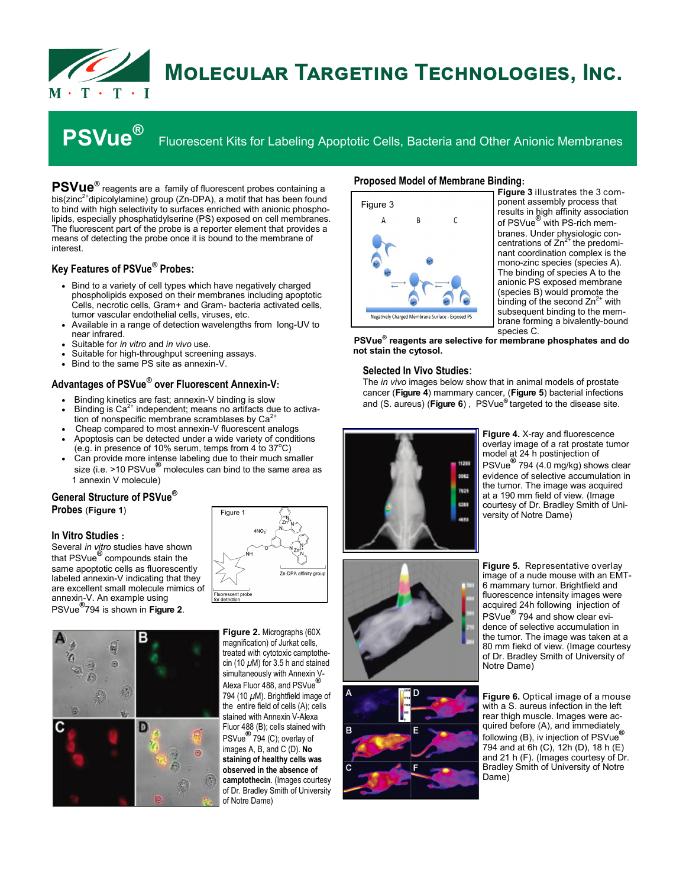# Molecular Targeting Technologies, Inc.

## PSVue® Fluorescent Kits for Labeling Apoptotic Cells, Bacteria and Other Anionic Membranes

**PSVue®** reagents are a family of fluorescent probes containing a bis(zinc$^{2+}$dipicolylamine) group (Zn-DPA), a motif that has been found to bind with high selectivity to surfaces enriched with anionic phospholipids, especially phosphatidylserine (PS) exposed on cell membranes. The fluorescent part of the probe is a reporter element that provides a means of detecting the probe once it is bound to the membrane of interest.

### Key Features of PSVue® Probes:

- Bind to a variety of cell types which have negatively charged phospholipids exposed on their membranes including apoptotic Cells, necrotic cells, Gram+ and Gram- bacteria activated cells, tumor vascular endothelial cells, viruses, etc.
- Available in a range of detection wavelengths from long-UV to near infrared.
- Suitable for *in vitro* and *in vivo* use.
- Suitable for high-throughput screening assays.
- Bind to the same PS site as annexin-V.

### Advantages of PSVue® over Fluorescent Annexin-V:

- Binding kinetics are fast; annexin-V binding is slow
- Binding is $Ca^{2+}$ independent; means no artifacts due to activation of nonspecific membrane scramblases by $Ca^{2+}$
- Cheap compared to most annexin-V fluorescent analogs
- Apoptosis can be detected under a wide variety of conditions (e.g. in presence of 10% serum, temps from 4 to 37°C)
- Can provide more intense labeling due to their much smaller size (i.e. >10 PSVue® molecules can bind to the same area as 1 annexin V molecule)

### General Structure of PSVue® Probes (Figure 1)

Figure 1

Zn-DPA affinity group

Fluorescent probe for detection

### In Vitro Studies :

Several *in vitro* studies have shown that PSVue® compounds stain the same apoptotic cells as fluorescently labeled annexin-V indicating that they are excellent small molecule mimics of annexin-V. An example using PSVue® 794 is shown in **Figure 2**.

**Figure 2.** Micrographs (60X magnification) of Jurkat cells, treated with cytotoxic camptothecin (10 $\mu$M) for 3.5 h and stained simultaneously with Annexin V-Alexa Fluor 488, and PSVue® 794 (10 $\mu$M). Brightfield image of the entire field of cells (A); cells stained with Annexin V-Alexa Fluor 488 (B); cells stained with PSVue® 794 (C); overlay of images A, B, and C (D). **No staining of healthy cells was observed in the absence of camptothecin**. (Images courtesy of Dr. Bradley Smith of University of Notre Dame)

### Proposed Model of Membrane Binding:

Figure 3

Negatively Charged Membrane Surface - Exposed PS

**Figure 3** illustrates the 3 component assembly process that results in high affinity association of PSVue® with PS-rich membranes. Under physiological concentrations of $Zn^{2+}$ the predominant coordination complex is the mono-zinc species (species A). The binding of species A to the anionic PS exposed membrane (species B) would promote the binding of the second $Zn^{2+}$ with subsequent binding to the membrane forming a bivalently-bound species C.

**PSVue® reagents are selective for membrane phosphates and do not stain the cytosol.**

### Selected In Vivo Studies:

The *in vivo* images below show that in animal models of prostate cancer (**Figure 4**) mammary cancer, (**Figure 5**) bacterial infections and (S. aureus) (**Figure 6**) , PSVue® targeted to the disease site.

**Figure 4.** X-ray and fluorescence overlay image of a rat prostate tumor model at 24 h postinjection of PSVue® 794 (4.0 mg/kg) shows clear evidence of selective accumulation in the tumor. The image was acquired at a 190 mm field of view. (Image courtesy of Dr. Bradley Smith of University of Notre Dame)

**Figure 5.** Representative overlay image of a nude mouse with an EMT-6 mammary tumor. Brightfield and fluorescence intensity images were acquired 24h following injection of PSVue® 794 and show clear evidence of selective accumulation in the tumor. The image was taken at a 80 mm fiekd of view. (Image courtesy of Dr. Bradley Smith of University of Notre Dame)

**Figure 6.** Optical image of a mouse with a S. aureus infection in the left rear thigh muscle. Images were acquired before (A), and immediately following (B), iv injection of PSVue® 794 and at 6h (C), 12h (D), 18 h (E) and 21 h (F). (Images courtesy of Dr. Bradley Smith of University of Notre Dame)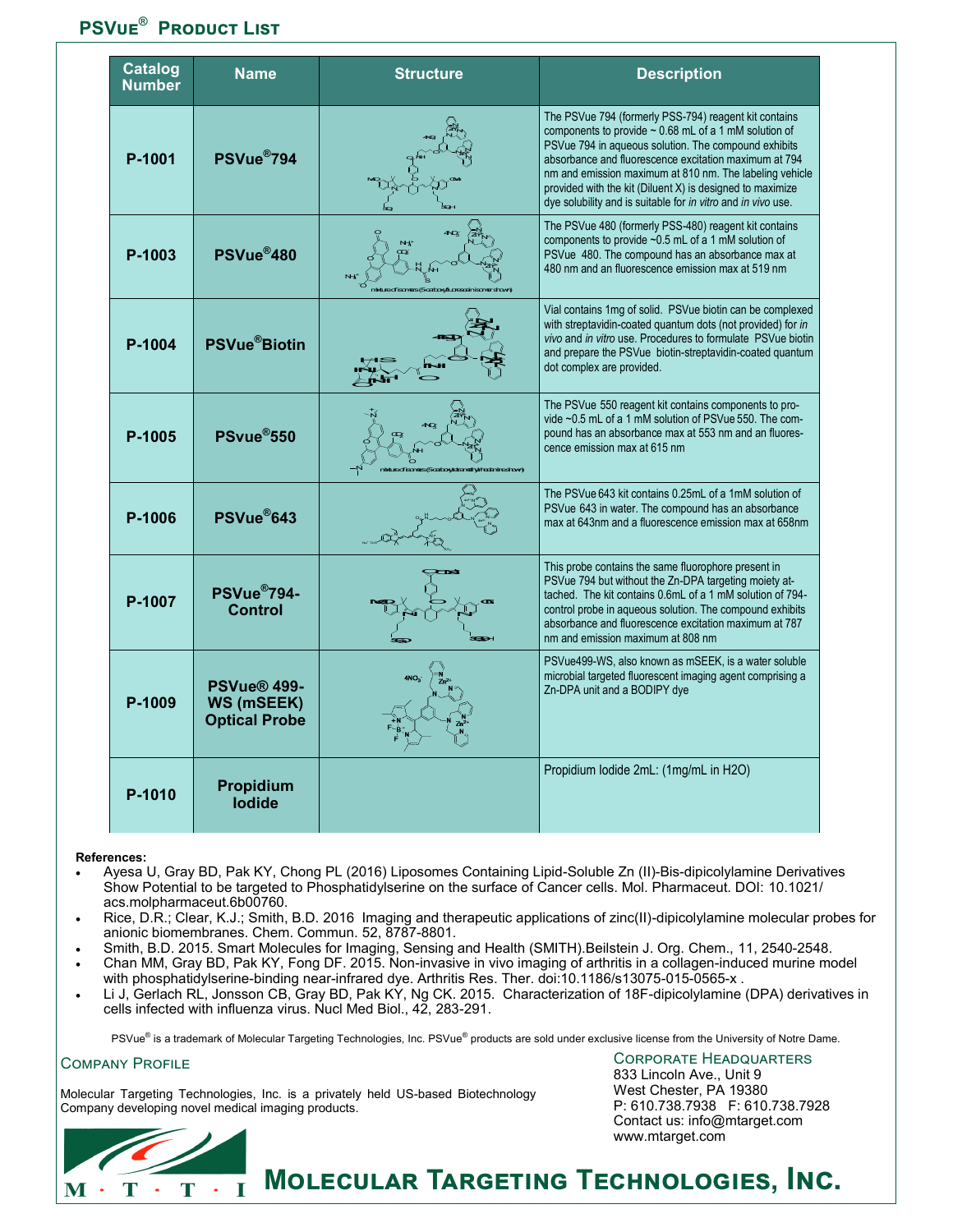## PSVue® Product List

| Catalog Number | Name | Structure | Description |
|---|---|---|---|
| P-1001 | PSVue®794 | | The PSVue 794 (formerly PSS-794) reagent kit contains components to provide ~ 0.68 mL of a 1 mM solution of PSVue 794 in aqueous solution. The compound exhibits absorbance and fluorescence excitation maximum at 794 nm and emission maximum at 810 nm. The labeling vehicle provided with the kit (Diluent X) is designed to maximize dye solubility and is suitable for *in vitro* and *in vivo* use. |
| P-1003 | PSVue®480 | | The PSVue 480 (formerly PSS-480) reagent kit contains components to provide ~0.5 mL of a 1 mM solution of PSVue 480. The compound has an absorbance max at 480 nm and an fluorescence emission max at 519 nm |
| P-1004 | PSVue®Biotin | | Vial contains 1mg of solid. PSVue biotin can be complexed with streptavidin-coated quantum dots (not provided) for *in vivo* and *in vitro* use. Procedures to formulate PSVue biotin and prepare the PSVue biotin-streptavidin-coated quantum dot complex are provided. |
| P-1005 | PSvue®550 | | The PSVue 550 reagent kit contains components to provide ~0.5 mL of a 1 mM solution of PSVue 550. The compound has an absorbance max at 553 nm and a fluorescence emission max at 615 nm |
| P-1006 | PSVue®643 | | The PSVue 643 kit contains 0.25mL of a 1mM solution of PSVue 643 in water. The compound has an absorbance max at 643nm and a fluorescence emission max at 658nm |
| P-1007 | PSVue®794-Control | | This probe contains the same fluorophore present in PSVue 794 but without the Zn-DPA targeting moiety attached. The kit contains 0.6mL of a 1 mM solution of 794-control probe in aqueous solution. The compound exhibits absorbance and fluorescence excitation maximum at 787 nm and emission maximum at 808 nm |
| P-1009 | PSVue® 499-WS (mSEEK) Optical Probe | | PSVue499-WS, also known as mSEEK, is a water soluble microbial targeted fluorescent imaging agent comprising a Zn-DPA unit and a BODIPY dye |
| P-1010 | Propidium Iodide | | Propidium Iodide 2mL: (1mg/mL in H2O) |

**References:**

- Ayesa U, Gray BD, Pak KY, Chong PL (2016) Liposomes Containing Lipid-Soluble Zn (II)-Bis-dipicolylamine Derivatives Show Potential to be targeted to Phosphatidylserine on the surface of Cancer cells. Mol. Pharmaceut. DOI: 10.1021/acs.molpharmaceut.6b00760.
- Rice, D.R.; Clear, K.J.; Smith, B.D. 2016 Imaging and therapeutic applications of zinc(II)-dipicolylamine molecular probes for anionic biomembranes. Chem. Commun. 52, 8787-8801.
- Smith, B.D. 2015. Smart Molecules for Imaging, Sensing and Health (SMITH).Beilstein J. Org. Chem., 11, 2540-2548.
- Chan MM, Gray BD, Pak KY, Fong DF. 2015. Non-invasive in vivo imaging of arthritis in a collagen-induced murine model with phosphatidylserine-binding near-infrared dye. Arthritis Res. Ther. doi:10.1186/s13075-015-0565-x .
- Li J, Gerlach RL, Jonsson CB, Gray BD, Pak KY, Ng CK. 2015. Characterization of 18F-dipicolylamine (DPA) derivatives in cells infected with influenza virus. Nucl Med Biol., 42, 283-291.

PSVue® is a trademark of Molecular Targeting Technologies, Inc. PSVue® products are sold under exclusive license from the University of Notre Dame.

### Company Profile

Molecular Targeting Technologies, Inc. is a privately held US-based Biotechnology Company developing novel medical imaging products.

### Corporate Headquarters

833 Lincoln Ave., Unit 9
West Chester, PA 19380
P: 610.738.7938 F: 610.738.7928
Contact us: info@mtarget.com
www.mtarget.com

M · T · T · I

## Molecular Targeting Technologies, Inc.